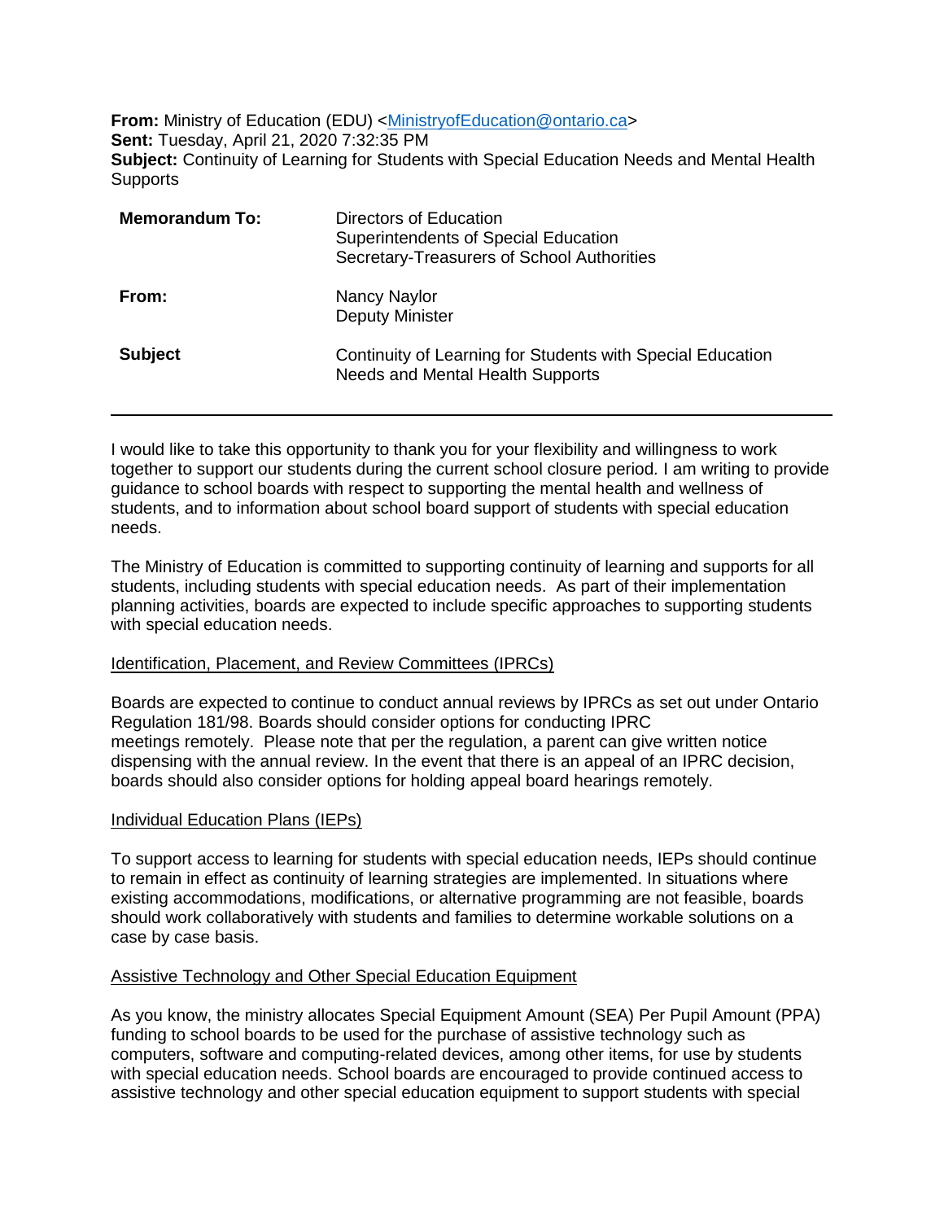**From:** Ministry of Education (EDU) <MinistryofEducation@ontario.ca>
**Sent:** Tuesday, April 21, 2020 7:32:35 PM
**Subject:** Continuity of Learning for Students with Special Education Needs and Mental Health Supports

| | |
|---|---|
| **Memorandum To:** | Directors of Education<br>Superintendents of Special Education<br>Secretary-Treasurers of School Authorities |
| **From:** | Nancy Naylor<br>Deputy Minister |
| **Subject** | Continuity of Learning for Students with Special Education Needs and Mental Health Supports |

---

I would like to take this opportunity to thank you for your flexibility and willingness to work together to support our students during the current school closure period. I am writing to provide guidance to school boards with respect to supporting the mental health and wellness of students, and to information about school board support of students with special education needs.

The Ministry of Education is committed to supporting continuity of learning and supports for all students, including students with special education needs. As part of their implementation planning activities, boards are expected to include specific approaches to supporting students with special education needs.

<u>Identification, Placement, and Review Committees (IPRCs)</u>

Boards are expected to continue to conduct annual reviews by IPRCs as set out under Ontario Regulation 181/98. Boards should consider options for conducting IPRC meetings remotely. Please note that per the regulation, a parent can give written notice dispensing with the annual review. In the event that there is an appeal of an IPRC decision, boards should also consider options for holding appeal board hearings remotely.

<u>Individual Education Plans (IEPs)</u>

To support access to learning for students with special education needs, IEPs should continue to remain in effect as continuity of learning strategies are implemented. In situations where existing accommodations, modifications, or alternative programming are not feasible, boards should work collaboratively with students and families to determine workable solutions on a case by case basis.

<u>Assistive Technology and Other Special Education Equipment</u>

As you know, the ministry allocates Special Equipment Amount (SEA) Per Pupil Amount (PPA) funding to school boards to be used for the purchase of assistive technology such as computers, software and computing-related devices, among other items, for use by students with special education needs. School boards are encouraged to provide continued access to assistive technology and other special education equipment to support students with special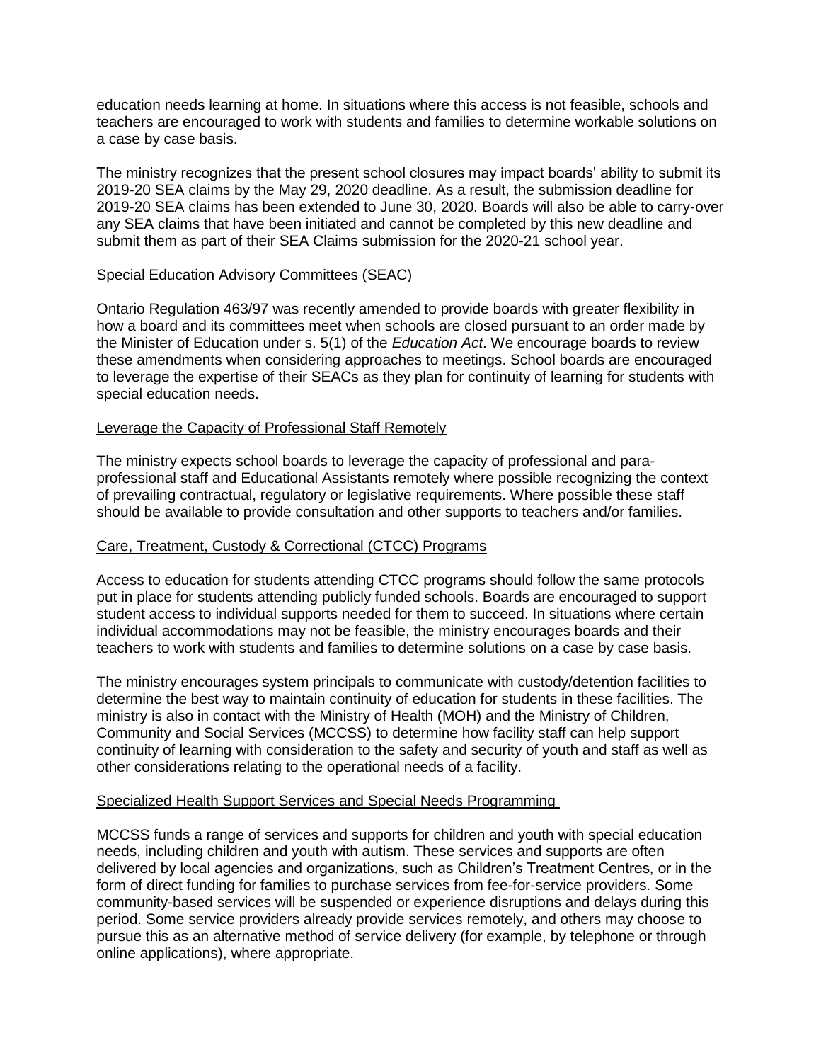education needs learning at home. In situations where this access is not feasible, schools and teachers are encouraged to work with students and families to determine workable solutions on a case by case basis.

The ministry recognizes that the present school closures may impact boards' ability to submit its 2019-20 SEA claims by the May 29, 2020 deadline. As a result, the submission deadline for 2019-20 SEA claims has been extended to June 30, 2020. Boards will also be able to carry-over any SEA claims that have been initiated and cannot be completed by this new deadline and submit them as part of their SEA Claims submission for the 2020-21 school year.

## Special Education Advisory Committees (SEAC)

Ontario Regulation 463/97 was recently amended to provide boards with greater flexibility in how a board and its committees meet when schools are closed pursuant to an order made by the Minister of Education under s. 5(1) of the *Education Act*. We encourage boards to review these amendments when considering approaches to meetings. School boards are encouraged to leverage the expertise of their SEACs as they plan for continuity of learning for students with special education needs.

## Leverage the Capacity of Professional Staff Remotely

The ministry expects school boards to leverage the capacity of professional and para-professional staff and Educational Assistants remotely where possible recognizing the context of prevailing contractual, regulatory or legislative requirements. Where possible these staff should be available to provide consultation and other supports to teachers and/or families.

## Care, Treatment, Custody & Correctional (CTCC) Programs

Access to education for students attending CTCC programs should follow the same protocols put in place for students attending publicly funded schools. Boards are encouraged to support student access to individual supports needed for them to succeed. In situations where certain individual accommodations may not be feasible, the ministry encourages boards and their teachers to work with students and families to determine solutions on a case by case basis.

The ministry encourages system principals to communicate with custody/detention facilities to determine the best way to maintain continuity of education for students in these facilities. The ministry is also in contact with the Ministry of Health (MOH) and the Ministry of Children, Community and Social Services (MCCSS) to determine how facility staff can help support continuity of learning with consideration to the safety and security of youth and staff as well as other considerations relating to the operational needs of a facility.

## Specialized Health Support Services and Special Needs Programming

MCCSS funds a range of services and supports for children and youth with special education needs, including children and youth with autism. These services and supports are often delivered by local agencies and organizations, such as Children's Treatment Centres, or in the form of direct funding for families to purchase services from fee-for-service providers. Some community-based services will be suspended or experience disruptions and delays during this period. Some service providers already provide services remotely, and others may choose to pursue this as an alternative method of service delivery (for example, by telephone or through online applications), where appropriate.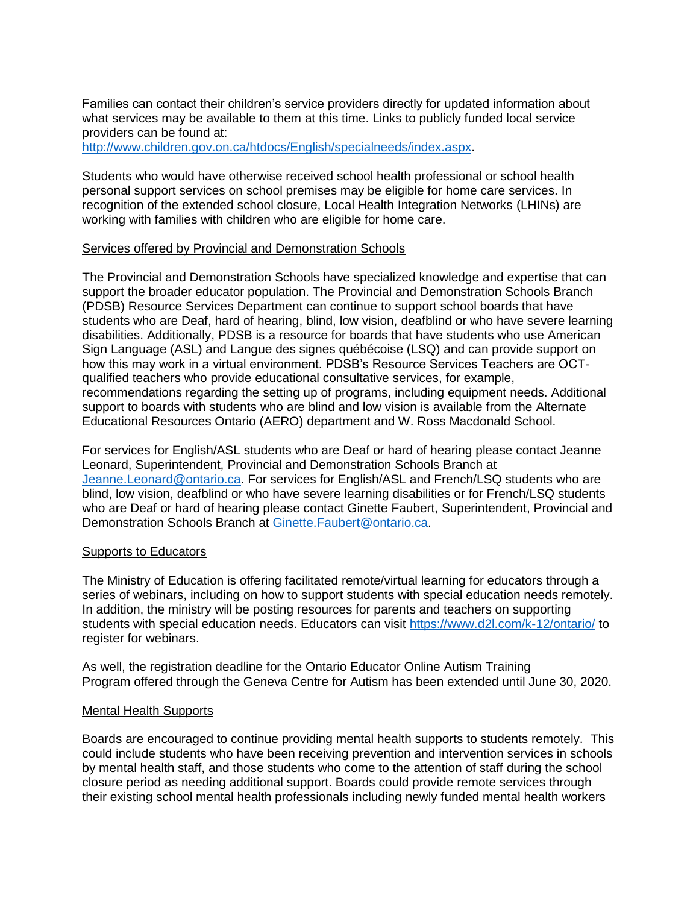Families can contact their children's service providers directly for updated information about what services may be available to them at this time. Links to publicly funded local service providers can be found at: [http://www.children.gov.on.ca/htdocs/English/specialneeds/index.aspx](http://www.children.gov.on.ca/htdocs/English/specialneeds/index.aspx).

Students who would have otherwise received school health professional or school health personal support services on school premises may be eligible for home care services. In recognition of the extended school closure, Local Health Integration Networks (LHINs) are working with families with children who are eligible for home care.

<u>Services offered by Provincial and Demonstration Schools</u>

The Provincial and Demonstration Schools have specialized knowledge and expertise that can support the broader educator population. The Provincial and Demonstration Schools Branch (PDSB) Resource Services Department can continue to support school boards that have students who are Deaf, hard of hearing, blind, low vision, deafblind or who have severe learning disabilities. Additionally, PDSB is a resource for boards that have students who use American Sign Language (ASL) and Langue des signes québécoise (LSQ) and can provide support on how this may work in a virtual environment. PDSB's Resource Services Teachers are OCT-qualified teachers who provide educational consultative services, for example, recommendations regarding the setting up of programs, including equipment needs. Additional support to boards with students who are blind and low vision is available from the Alternate Educational Resources Ontario (AERO) department and W. Ross Macdonald School.

For services for English/ASL students who are Deaf or hard of hearing please contact Jeanne Leonard, Superintendent, Provincial and Demonstration Schools Branch at [Jeanne.Leonard@ontario.ca](mailto:Jeanne.Leonard@ontario.ca). For services for English/ASL and French/LSQ students who are blind, low vision, deafblind or who have severe learning disabilities or for French/LSQ students who are Deaf or hard of hearing please contact Ginette Faubert, Superintendent, Provincial and Demonstration Schools Branch at [Ginette.Faubert@ontario.ca](mailto:Ginette.Faubert@ontario.ca).

<u>Supports to Educators</u>

The Ministry of Education is offering facilitated remote/virtual learning for educators through a series of webinars, including on how to support students with special education needs remotely. In addition, the ministry will be posting resources for parents and teachers on supporting students with special education needs. Educators can visit [https://www.d2l.com/k-12/ontario/](https://www.d2l.com/k-12/ontario/) to register for webinars.

As well, the registration deadline for the Ontario Educator Online Autism Training Program offered through the Geneva Centre for Autism has been extended until June 30, 2020.

<u>Mental Health Supports</u>

Boards are encouraged to continue providing mental health supports to students remotely. This could include students who have been receiving prevention and intervention services in schools by mental health staff, and those students who come to the attention of staff during the school closure period as needing additional support. Boards could provide remote services through their existing school mental health professionals including newly funded mental health workers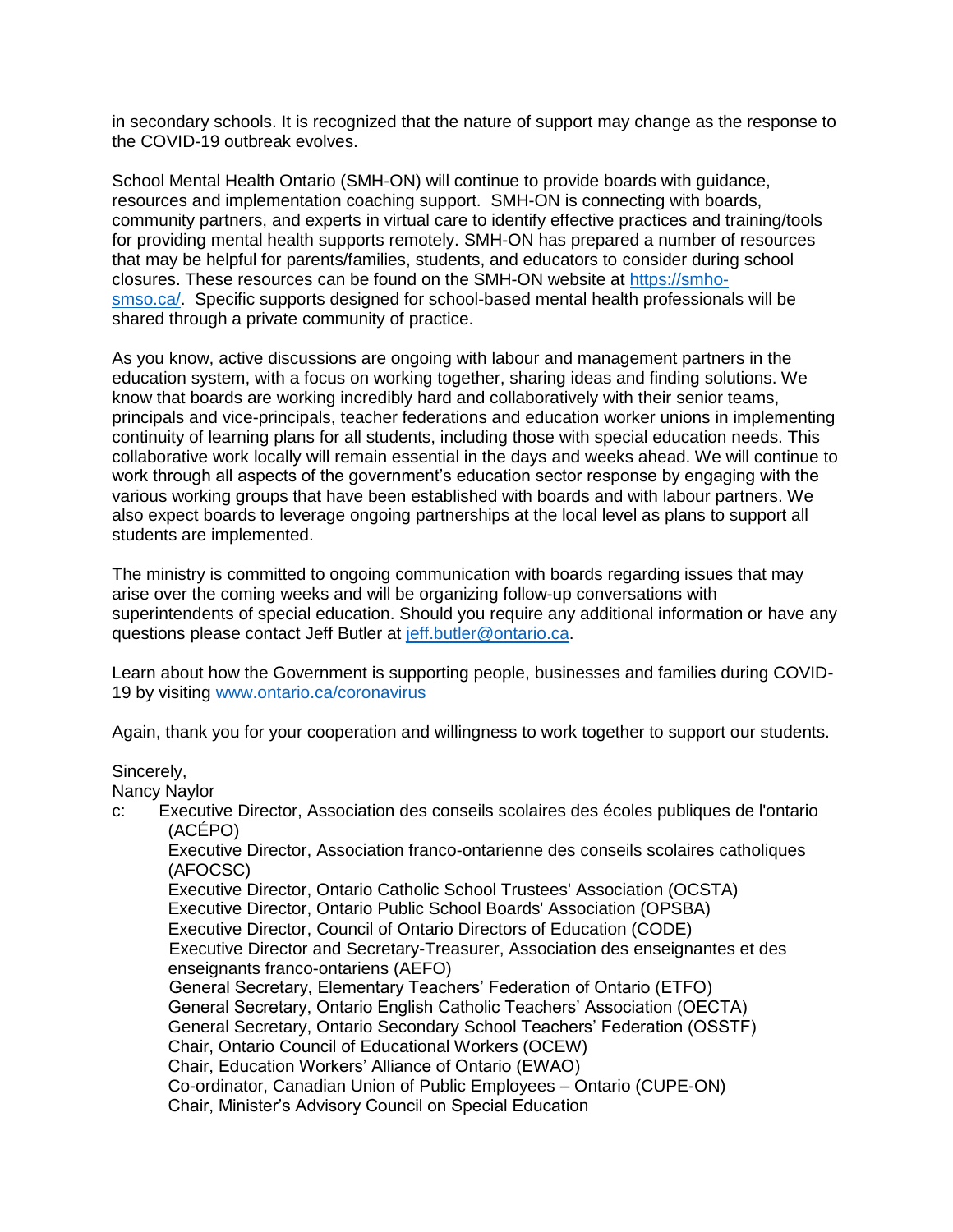in secondary schools. It is recognized that the nature of support may change as the response to the COVID-19 outbreak evolves.

School Mental Health Ontario (SMH-ON) will continue to provide boards with guidance, resources and implementation coaching support. SMH-ON is connecting with boards, community partners, and experts in virtual care to identify effective practices and training/tools for providing mental health supports remotely. SMH-ON has prepared a number of resources that may be helpful for parents/families, students, and educators to consider during school closures. These resources can be found on the SMH-ON website at [https://smho-smso.ca/](https://smho-smso.ca/). Specific supports designed for school-based mental health professionals will be shared through a private community of practice.

As you know, active discussions are ongoing with labour and management partners in the education system, with a focus on working together, sharing ideas and finding solutions. We know that boards are working incredibly hard and collaboratively with their senior teams, principals and vice-principals, teacher federations and education worker unions in implementing continuity of learning plans for all students, including those with special education needs. This collaborative work locally will remain essential in the days and weeks ahead. We will continue to work through all aspects of the government's education sector response by engaging with the various working groups that have been established with boards and with labour partners. We also expect boards to leverage ongoing partnerships at the local level as plans to support all students are implemented.

The ministry is committed to ongoing communication with boards regarding issues that may arise over the coming weeks and will be organizing follow-up conversations with superintendents of special education. Should you require any additional information or have any questions please contact Jeff Butler at [jeff.butler@ontario.ca](mailto:jeff.butler@ontario.ca).

Learn about how the Government is supporting people, businesses and families during COVID-19 by visiting [www.ontario.ca/coronavirus](http://www.ontario.ca/coronavirus)

Again, thank you for your cooperation and willingness to work together to support our students.

Sincerely,
Nancy Naylor

c: Executive Director, Association des conseils scolaires des écoles publiques de l'ontario (ACÉPO)
Executive Director, Association franco-ontarienne des conseils scolaires catholiques (AFOCSC)
Executive Director, Ontario Catholic School Trustees' Association (OCSTA)
Executive Director, Ontario Public School Boards' Association (OPSBA)
Executive Director, Council of Ontario Directors of Education (CODE)
Executive Director and Secretary-Treasurer, Association des enseignantes et des enseignants franco-ontariens (AEFO)
General Secretary, Elementary Teachers' Federation of Ontario (ETFO)
General Secretary, Ontario English Catholic Teachers' Association (OECTA)
General Secretary, Ontario Secondary School Teachers' Federation (OSSTF)
Chair, Ontario Council of Educational Workers (OCEW)
Chair, Education Workers' Alliance of Ontario (EWAO)
Co-ordinator, Canadian Union of Public Employees – Ontario (CUPE-ON)
Chair, Minister's Advisory Council on Special Education